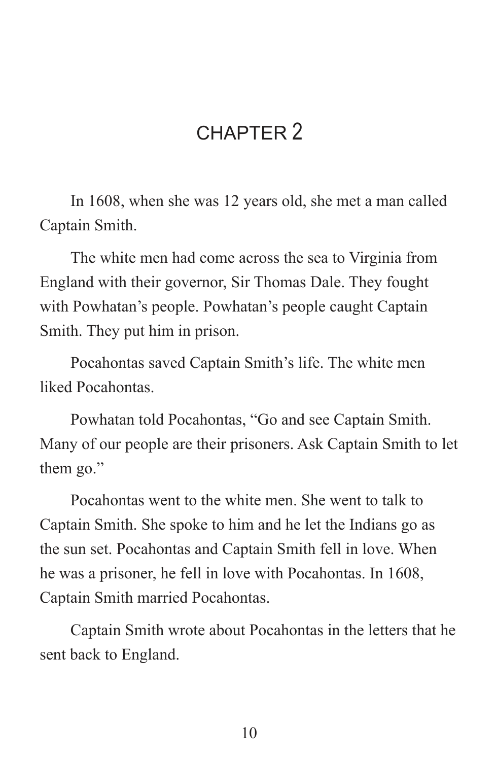# CHAPTER 2

In 1608, when she was 12 years old, she met a man called Captain Smith.

The white men had come across the sea to Virginia from England with their governor, Sir Thomas Dale. They fought with Powhatan's people. Powhatan's people caught Captain Smith. They put him in prison.

Pocahontas saved Captain Smith's life. The white men liked Pocahontas.

Powhatan told Pocahontas, "Go and see Captain Smith. Many of our people are their prisoners. Ask Captain Smith to let them go."

Pocahontas went to the white men. She went to talk to Captain Smith. She spoke to him and he let the Indians go as the sun set. Pocahontas and Captain Smith fell in love. When he was a prisoner, he fell in love with Pocahontas. In 1608, Captain Smith married Pocahontas.

Captain Smith wrote about Pocahontas in the letters that he sent back to England.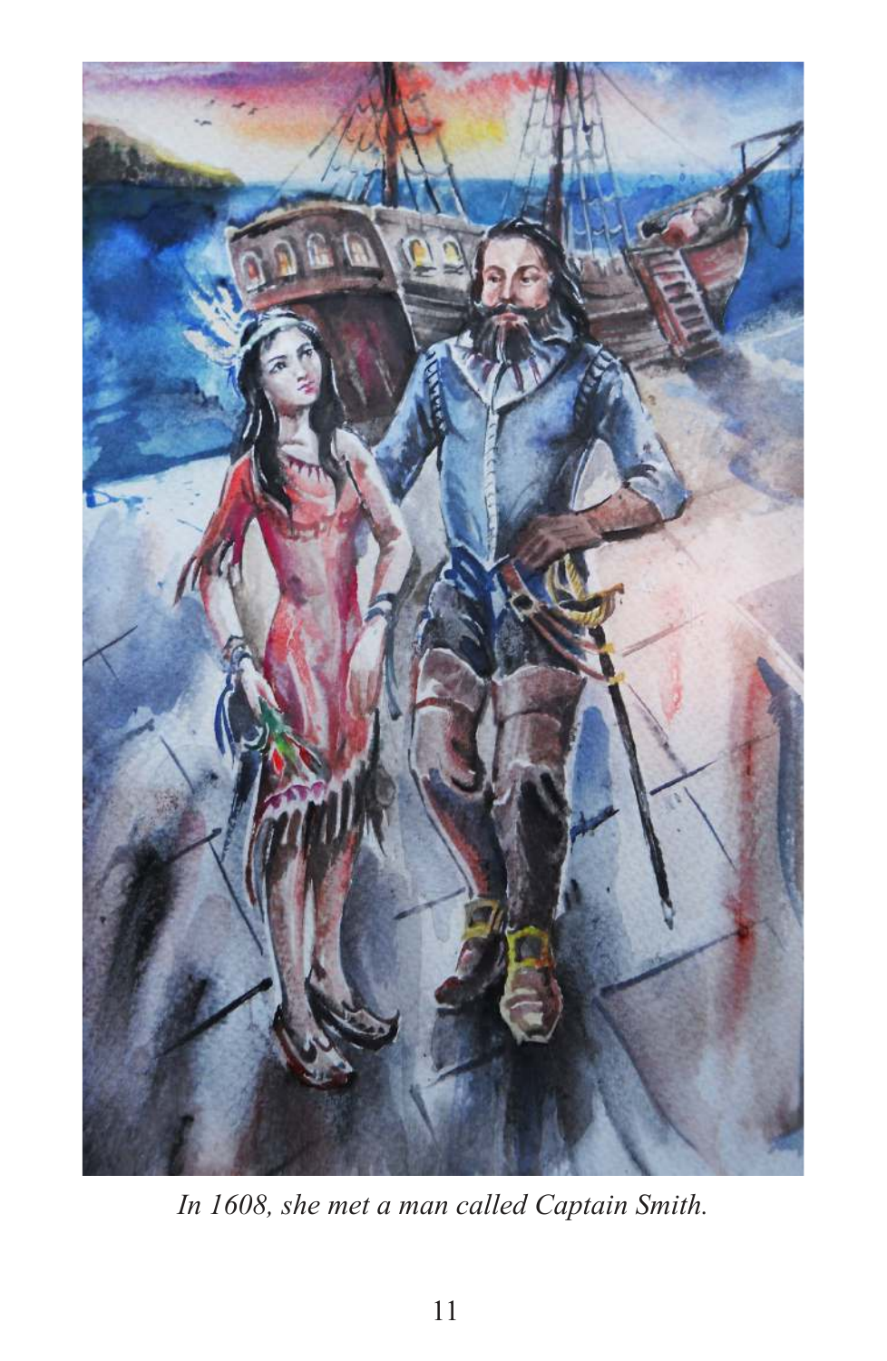*In 1608, she met a man called Captain Smith.*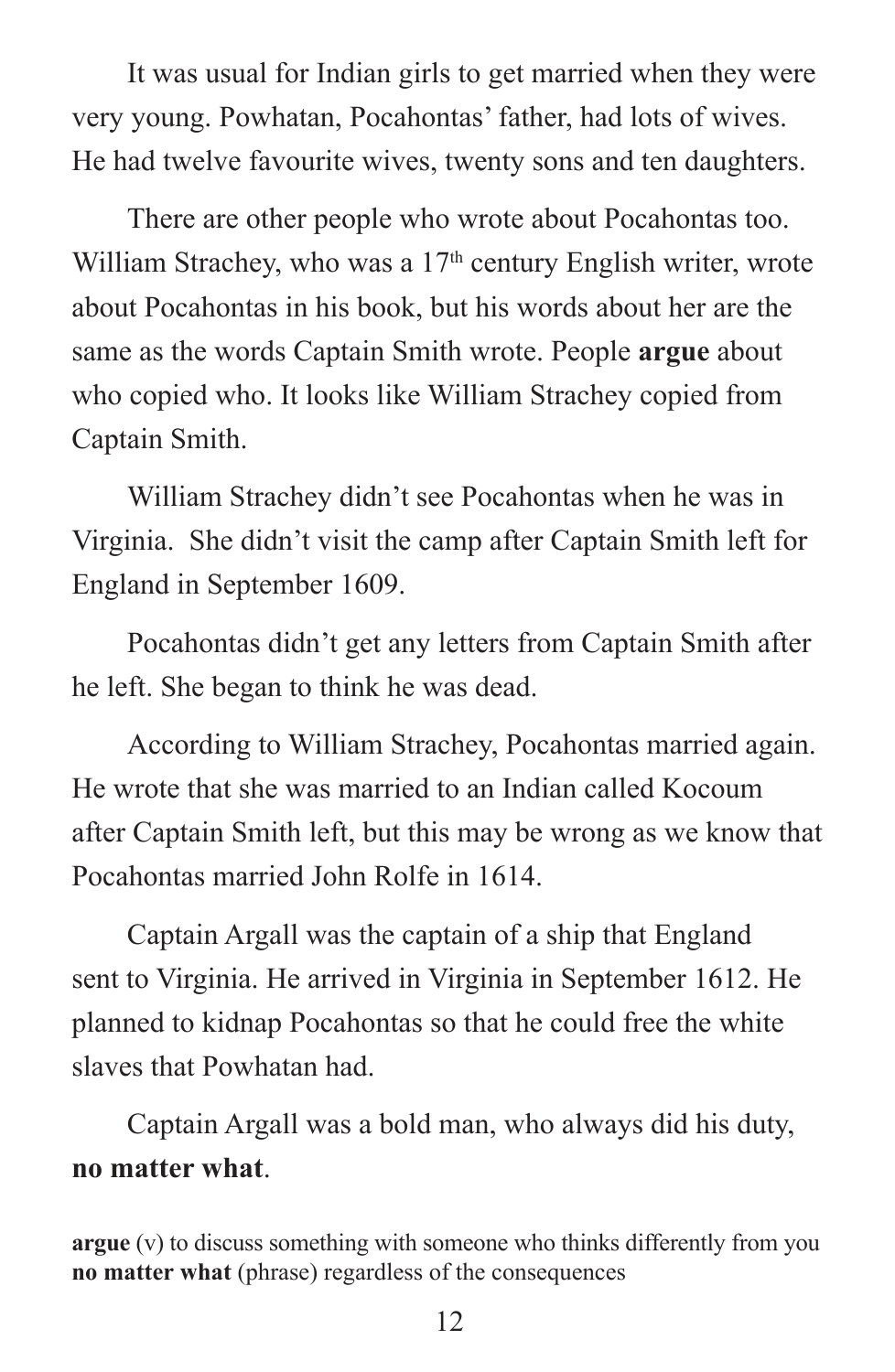It was usual for Indian girls to get married when they were very young. Powhatan, Pocahontas' father, had lots of wives. He had twelve favourite wives, twenty sons and ten daughters.

There are other people who wrote about Pocahontas too. William Strachey, who was a 17th century English writer, wrote about Pocahontas in his book, but his words about her are the same as the words Captain Smith wrote. People **argue** about who copied who. It looks like William Strachey copied from Captain Smith.

William Strachey didn't see Pocahontas when he was in Virginia. She didn't visit the camp after Captain Smith left for England in September 1609.

Pocahontas didn't get any letters from Captain Smith after he left. She began to think he was dead.

According to William Strachey, Pocahontas married again. He wrote that she was married to an Indian called Kocoum after Captain Smith left, but this may be wrong as we know that Pocahontas married John Rolfe in 1614.

Captain Argall was the captain of a ship that England sent to Virginia. He arrived in Virginia in September 1612. He planned to kidnap Pocahontas so that he could free the white slaves that Powhatan had.

Captain Argall was a bold man, who always did his duty, **no matter what**.

**argue** (v) to discuss something with someone who thinks differently from you
**no matter what** (phrase) regardless of the consequences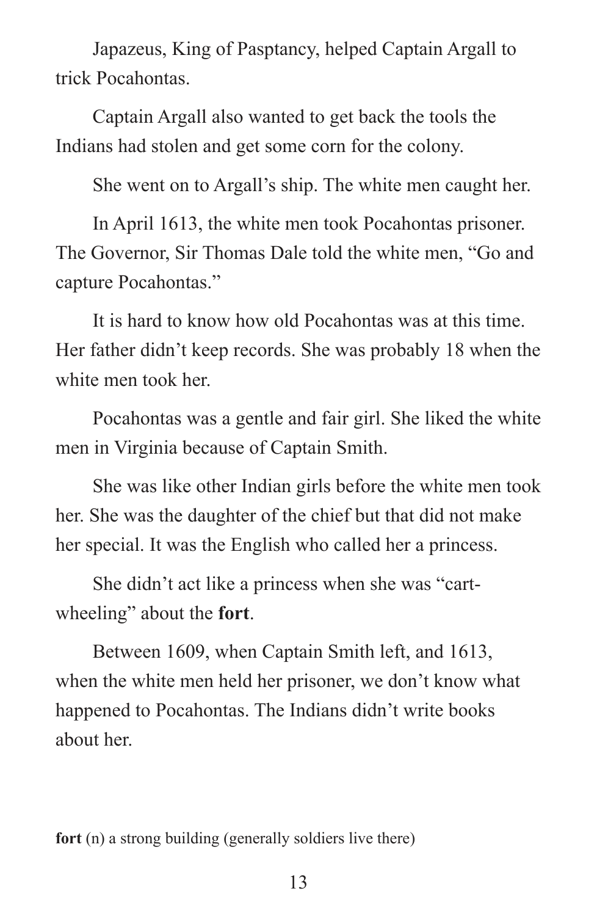Japazeus, King of Pasptancy, helped Captain Argall to trick Pocahontas.

Captain Argall also wanted to get back the tools the Indians had stolen and get some corn for the colony.

She went on to Argall's ship. The white men caught her.

In April 1613, the white men took Pocahontas prisoner. The Governor, Sir Thomas Dale told the white men, "Go and capture Pocahontas."

It is hard to know how old Pocahontas was at this time. Her father didn't keep records. She was probably 18 when the white men took her.

Pocahontas was a gentle and fair girl. She liked the white men in Virginia because of Captain Smith.

She was like other Indian girls before the white men took her. She was the daughter of the chief but that did not make her special. It was the English who called her a princess.

She didn't act like a princess when she was "cart-wheeling" about the **fort**.

Between 1609, when Captain Smith left, and 1613, when the white men held her prisoner, we don't know what happened to Pocahontas. The Indians didn't write books about her.

**fort** (n) a strong building (generally soldiers live there)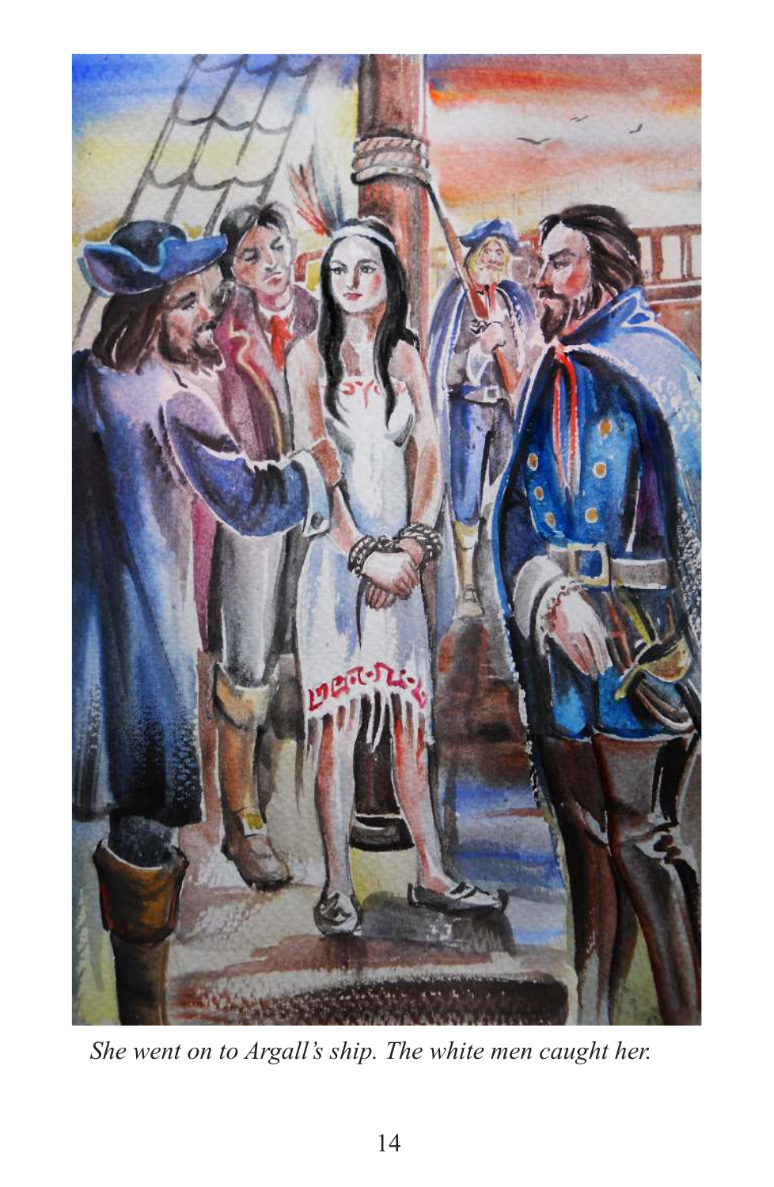*She went on to Argall's ship. The white men caught her.*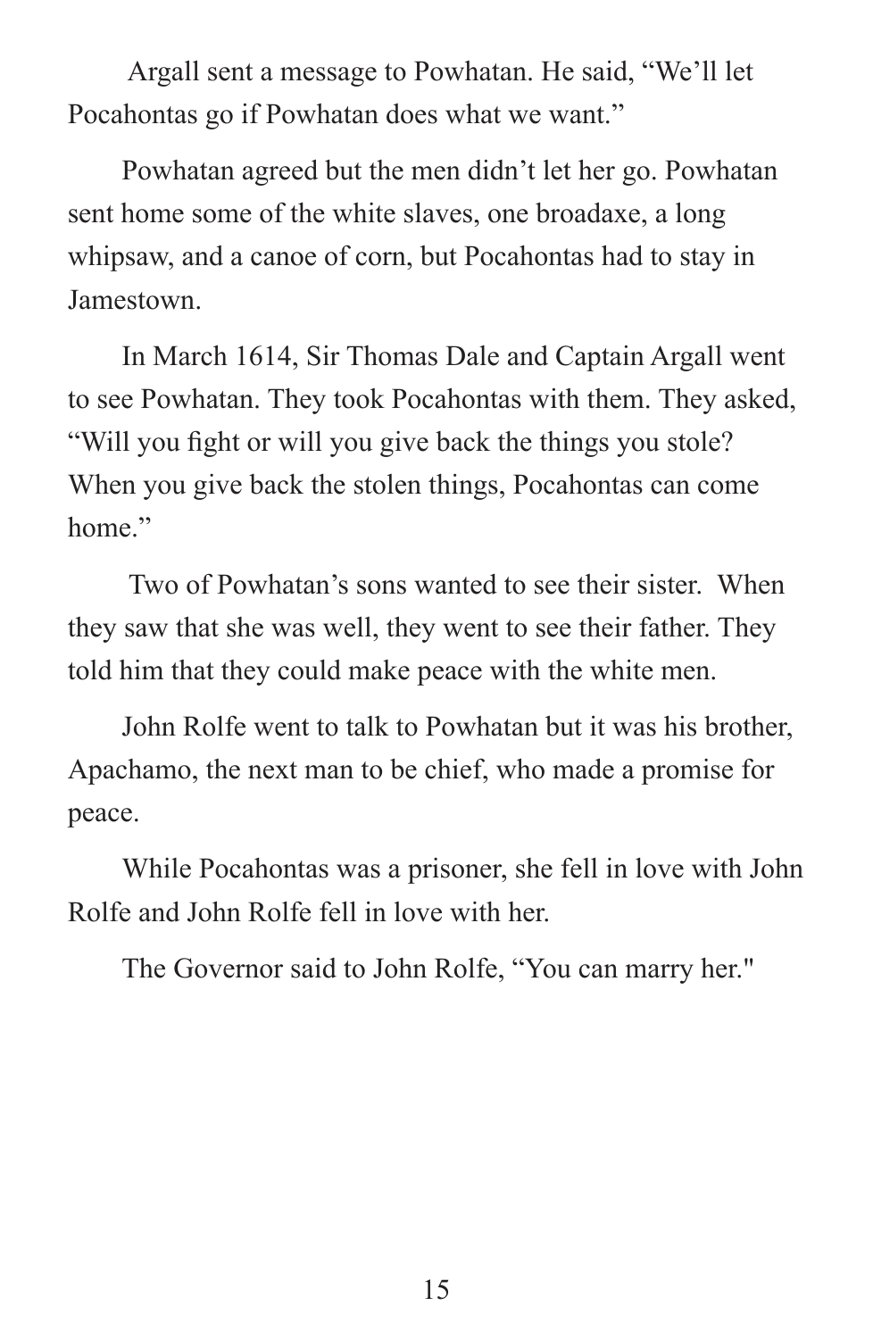Argall sent a message to Powhatan. He said, "We'll let Pocahontas go if Powhatan does what we want."

Powhatan agreed but the men didn't let her go. Powhatan sent home some of the white slaves, one broadaxe, a long whipsaw, and a canoe of corn, but Pocahontas had to stay in Jamestown.

In March 1614, Sir Thomas Dale and Captain Argall went to see Powhatan. They took Pocahontas with them. They asked, "Will you fight or will you give back the things you stole? When you give back the stolen things, Pocahontas can come home."

Two of Powhatan's sons wanted to see their sister. When they saw that she was well, they went to see their father. They told him that they could make peace with the white men.

John Rolfe went to talk to Powhatan but it was his brother, Apachamo, the next man to be chief, who made a promise for peace.

While Pocahontas was a prisoner, she fell in love with John Rolfe and John Rolfe fell in love with her.

The Governor said to John Rolfe, "You can marry her."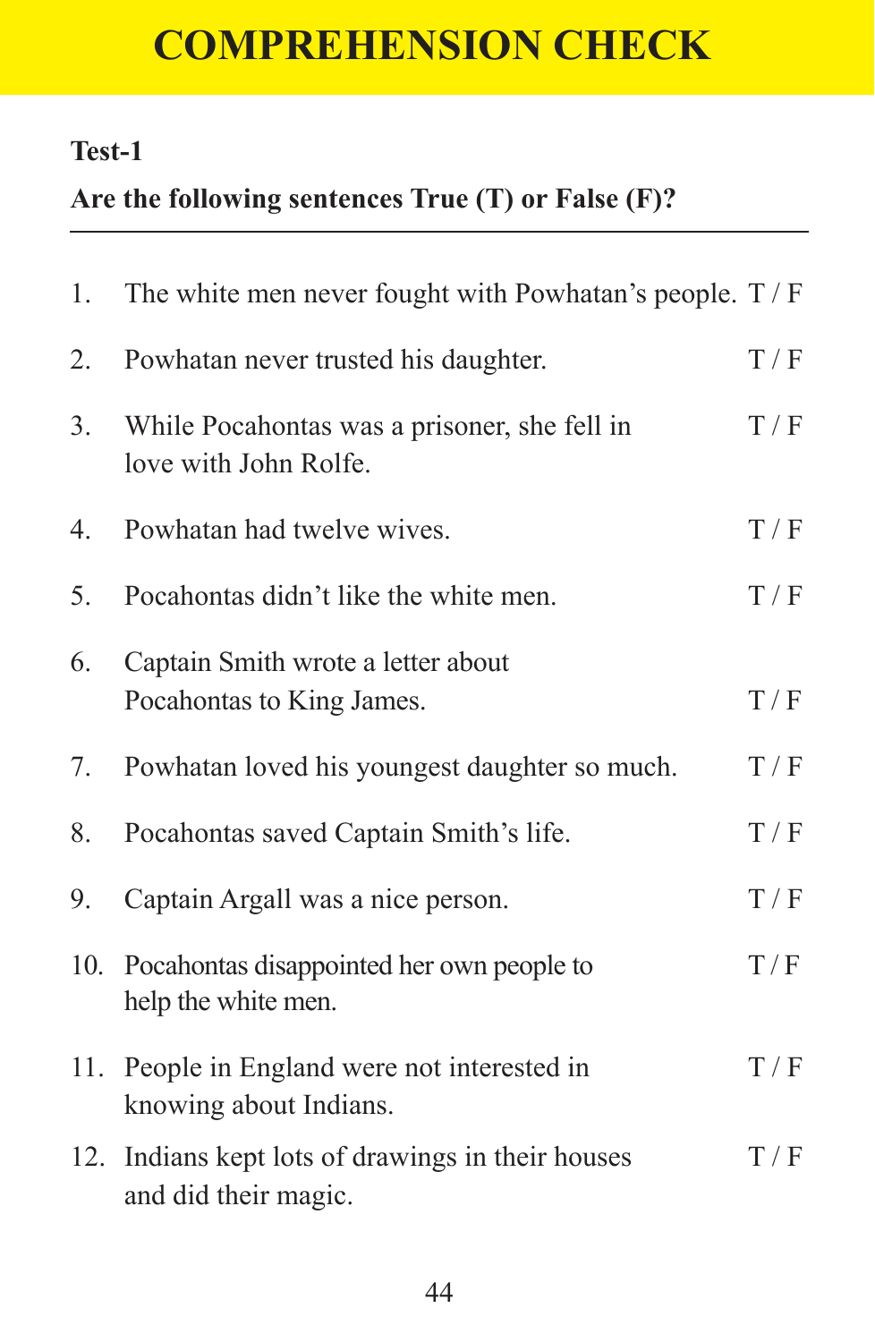# COMPREHENSION CHECK

**Test-1**

**Are the following sentences True (T) or False (F)?**

1. The white men never fought with Powhatan's people. T / F
2. Powhatan never trusted his daughter. T / F
3. While Pocahontas was a prisoner, she fell in love with John Rolfe. T / F
4. Powhatan had twelve wives. T / F
5. Pocahontas didn't like the white men. T / F
6. Captain Smith wrote a letter about Pocahontas to King James. T / F
7. Powhatan loved his youngest daughter so much. T / F
8. Pocahontas saved Captain Smith's life. T / F
9. Captain Argall was a nice person. T / F
10. Pocahontas disappointed her own people to help the white men. T / F
11. People in England were not interested in knowing about Indians. T / F
12. Indians kept lots of drawings in their houses and did their magic. T / F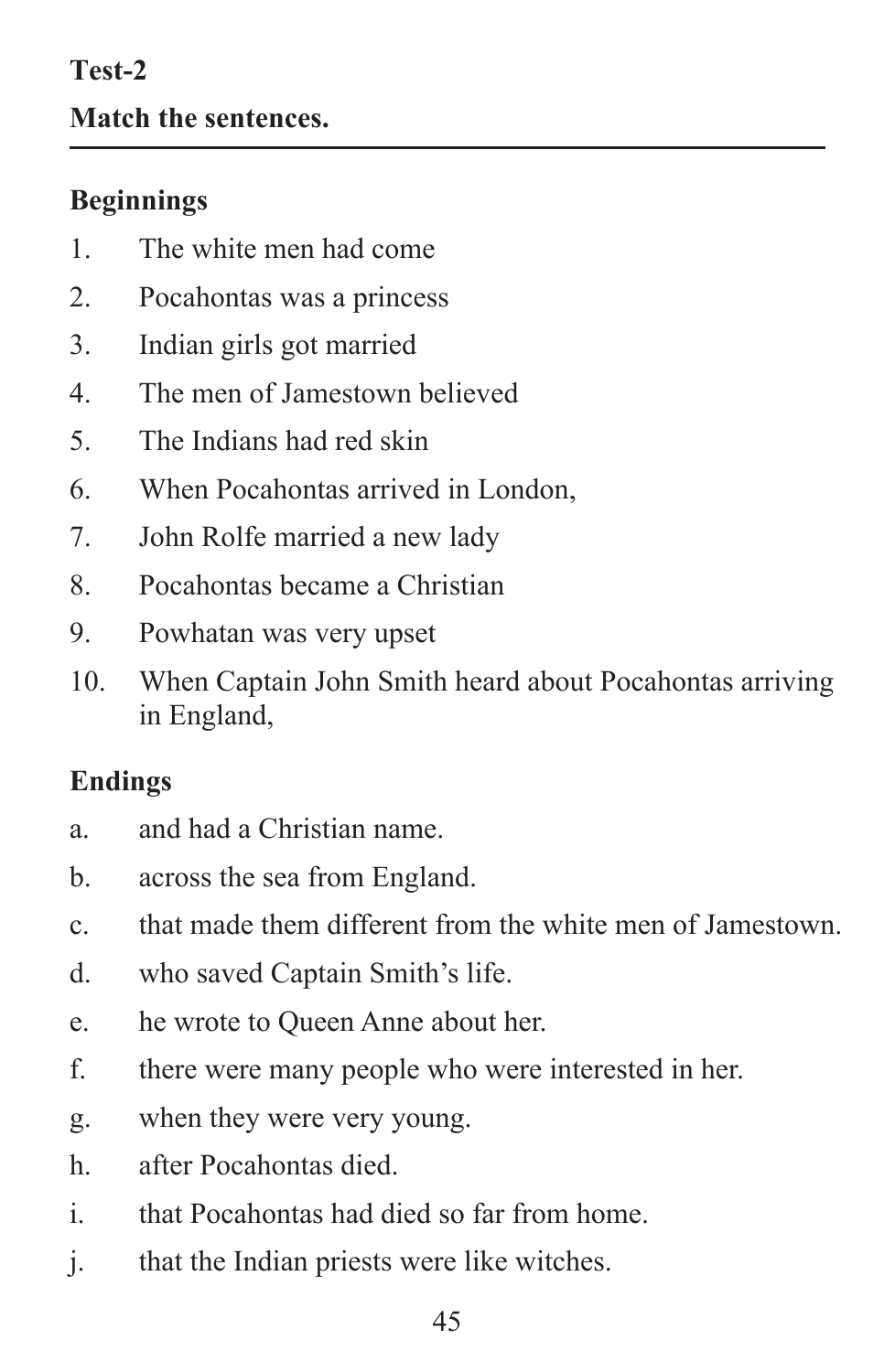**Test-2**

**Match the sentences.**

---

**Beginnings**

1. The white men had come
2. Pocahontas was a princess
3. Indian girls got married
4. The men of Jamestown believed
5. The Indians had red skin
6. When Pocahontas arrived in London,
7. John Rolfe married a new lady
8. Pocahontas became a Christian
9. Powhatan was very upset
10. When Captain John Smith heard about Pocahontas arriving in England,

**Endings**

a. and had a Christian name.
b. across the sea from England.
c. that made them different from the white men of Jamestown.
d. who saved Captain Smith's life.
e. he wrote to Queen Anne about her.
f. there were many people who were interested in her.
g. when they were very young.
h. after Pocahontas died.
i. that Pocahontas had died so far from home.
j. that the Indian priests were like witches.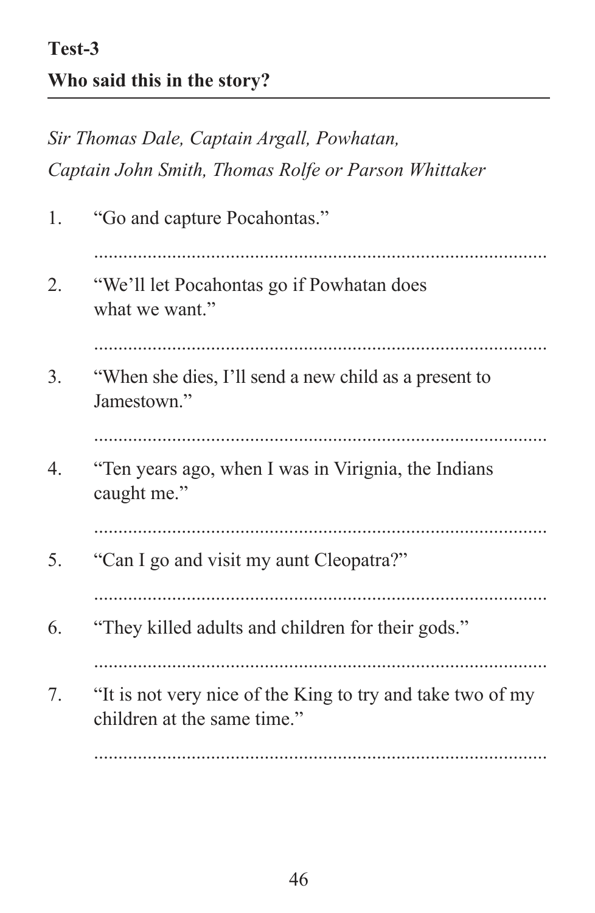**Test-3**

**Who said this in the story?**

*Sir Thomas Dale, Captain Argall, Powhatan,*
*Captain John Smith, Thomas Rolfe or Parson Whittaker*

1. "Go and capture Pocahontas."

   ....................................................................................

2. "We'll let Pocahontas go if Powhatan does what we want."

   ....................................................................................

3. "When she dies, I'll send a new child as a present to Jamestown."

   ....................................................................................

4. "Ten years ago, when I was in Virignia, the Indians caught me."

   ....................................................................................

5. "Can I go and visit my aunt Cleopatra?"

   ....................................................................................

6. "They killed adults and children for their gods."

   ....................................................................................

7. "It is not very nice of the King to try and take two of my children at the same time."

   ....................................................................................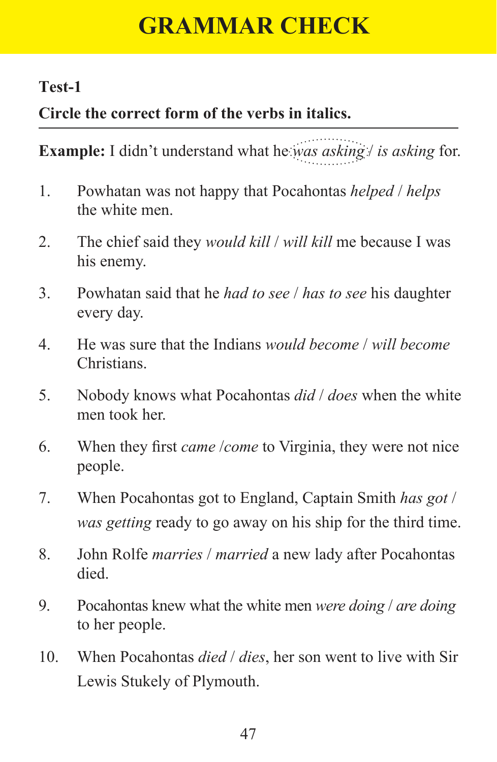# GRAMMAR CHECK

**Test-1**

**Circle the correct form of the verbs in italics.**

**Example:** I didn't understand what he *was asking* / *is asking* for.

1. Powhatan was not happy that Pocahontas *helped* / *helps* the white men.
2. The chief said they *would kill* / *will kill* me because I was his enemy.
3. Powhatan said that he *had to see* / *has to see* his daughter every day.
4. He was sure that the Indians *would become* / *will become* Christians.
5. Nobody knows what Pocahontas *did* / *does* when the white men took her.
6. When they first *came* /*come* to Virginia, they were not nice people.
7. When Pocahontas got to England, Captain Smith *has got* / *was getting* ready to go away on his ship for the third time.
8. John Rolfe *marries* / *married* a new lady after Pocahontas died.
9. Pocahontas knew what the white men *were doing* / *are doing* to her people.
10. When Pocahontas *died* / *dies*, her son went to live with Sir Lewis Stukely of Plymouth.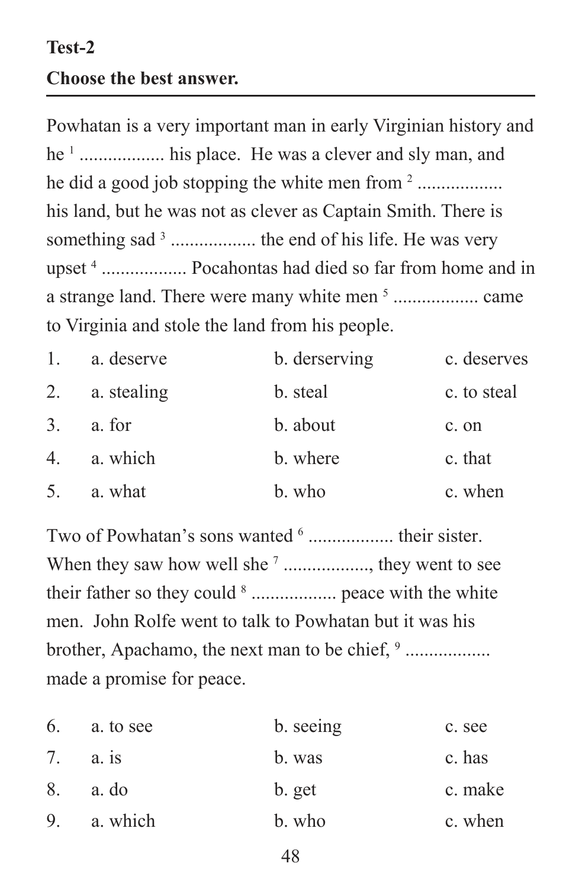**Test-2**

**Choose the best answer.**

Powhatan is a very important man in early Virginian history and he [1] .................. his place. He was a clever and sly man, and he did a good job stopping the white men from [2] .................. his land, but he was not as clever as Captain Smith. There is something sad [3] .................. the end of his life. He was very upset [4] .................. Pocahontas had died so far from home and in a strange land. There were many white men [5] .................. came to Virginia and stole the land from his people.

| | | | |
|---|---|---|---|
| 1. | a. deserve | b. derserving | c. deserves |
| 2. | a. stealing | b. steal | c. to steal |
| 3. | a. for | b. about | c. on |
| 4. | a. which | b. where | c. that |
| 5. | a. what | b. who | c. when |

Two of Powhatan's sons wanted [6] .................. their sister. When they saw how well she [7] .................., they went to see their father so they could [8] .................. peace with the white men. John Rolfe went to talk to Powhatan but it was his brother, Apachamo, the next man to be chief, [9] .................. made a promise for peace.

| | | | |
|---|---|---|---|
| 6. | a. to see | b. seeing | c. see |
| 7. | a. is | b. was | c. has |
| 8. | a. do | b. get | c. make |
| 9. | a. which | b. who | c. when |